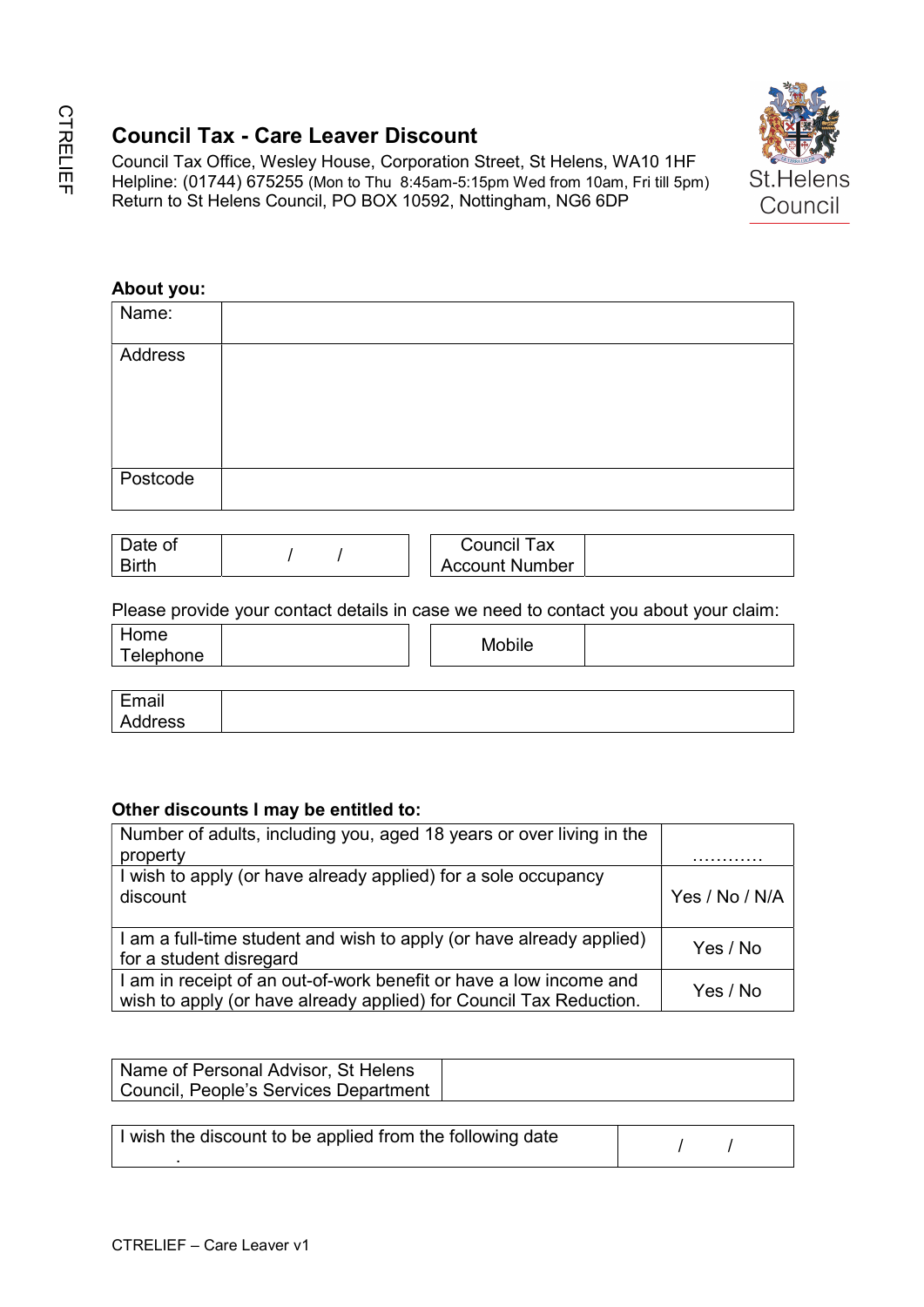# Council Tax - Care Leaver Discount

Council Tax Office, Wesley House, Corporation Street, St Helens, WA10 1HF
Helpline: (01744) 675255 (Mon to Thu 8:45am-5:15pm Wed from 10am, Fri till 5pm)
Return to St Helens Council, PO BOX 10592, Nottingham, NG6 6DP

St.Helens Council

**About you:**

| | |
|---|---|
| Name: | |
| Address | |
| Postcode | |

| | | | |
|---|---|---|---|
| Date of Birth | / / | Council Tax Account Number | |

Please provide your contact details in case we need to contact you about your claim:

| | | | |
|---|---|---|---|
| Home Telephone | | Mobile | |

| | |
|---|---|
| Email Address | |

**Other discounts I may be entitled to:**

| | |
|---|---|
| Number of adults, including you, aged 18 years or over living in the property | ………… |
| I wish to apply (or have already applied) for a sole occupancy discount | Yes / No / N/A |
| I am a full-time student and wish to apply (or have already applied) for a student disregard | Yes / No |
| I am in receipt of an out-of-work benefit or have a low income and wish to apply (or have already applied) for Council Tax Reduction. | Yes / No |

| | |
|---|---|
| Name of Personal Advisor, St Helens Council, People's Services Department | |

| | |
|---|---|
| I wish the discount to be applied from the following date . | / / |

CTRELIEF – Care Leaver v1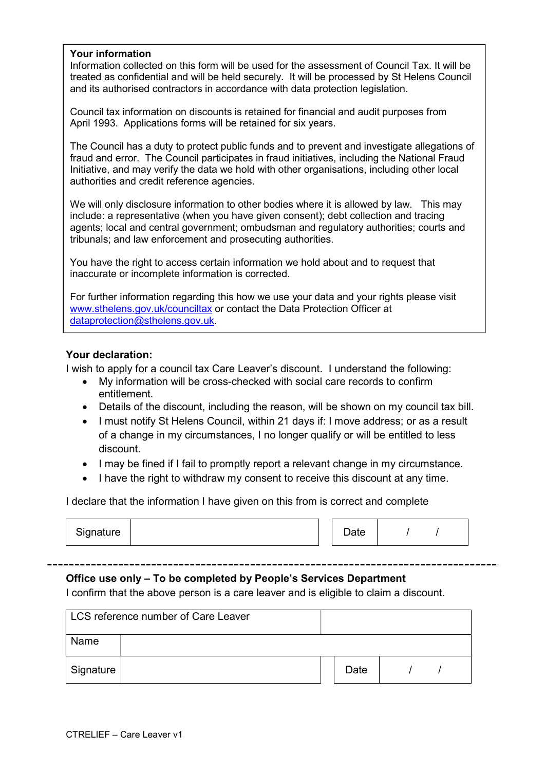**Your information**

Information collected on this form will be used for the assessment of Council Tax. It will be treated as confidential and will be held securely. It will be processed by St Helens Council and its authorised contractors in accordance with data protection legislation.

Council tax information on discounts is retained for financial and audit purposes from April 1993. Applications forms will be retained for six years.

The Council has a duty to protect public funds and to prevent and investigate allegations of fraud and error. The Council participates in fraud initiatives, including the National Fraud Initiative, and may verify the data we hold with other organisations, including other local authorities and credit reference agencies.

We will only disclosure information to other bodies where it is allowed by law. This may include: a representative (when you have given consent); debt collection and tracing agents; local and central government; ombudsman and regulatory authorities; courts and tribunals; and law enforcement and prosecuting authorities.

You have the right to access certain information we hold about and to request that inaccurate or incomplete information is corrected.

For further information regarding this how we use your data and your rights please visit www.sthelens.gov.uk/counciltax or contact the Data Protection Officer at dataprotection@sthelens.gov.uk.

**Your declaration:**

I wish to apply for a council tax Care Leaver's discount. I understand the following:

- My information will be cross-checked with social care records to confirm entitlement.
- Details of the discount, including the reason, will be shown on my council tax bill.
- I must notify St Helens Council, within 21 days if: I move address; or as a result of a change in my circumstances, I no longer qualify or will be entitled to less discount.
- I may be fined if I fail to promptly report a relevant change in my circumstance.
- I have the right to withdraw my consent to receive this discount at any time.

I declare that the information I have given on this from is correct and complete

| | | | |
|---|---|---|---|
| Signature | | Date | / / |

**Office use only – To be completed by People's Services Department**

I confirm that the above person is a care leaver and is eligible to claim a discount.

| | | | |
|---|---|---|---|
| LCS reference number of Care Leaver | | | |
| Name | | | |
| Signature | | Date | / / |

CTRELIEF – Care Leaver v1